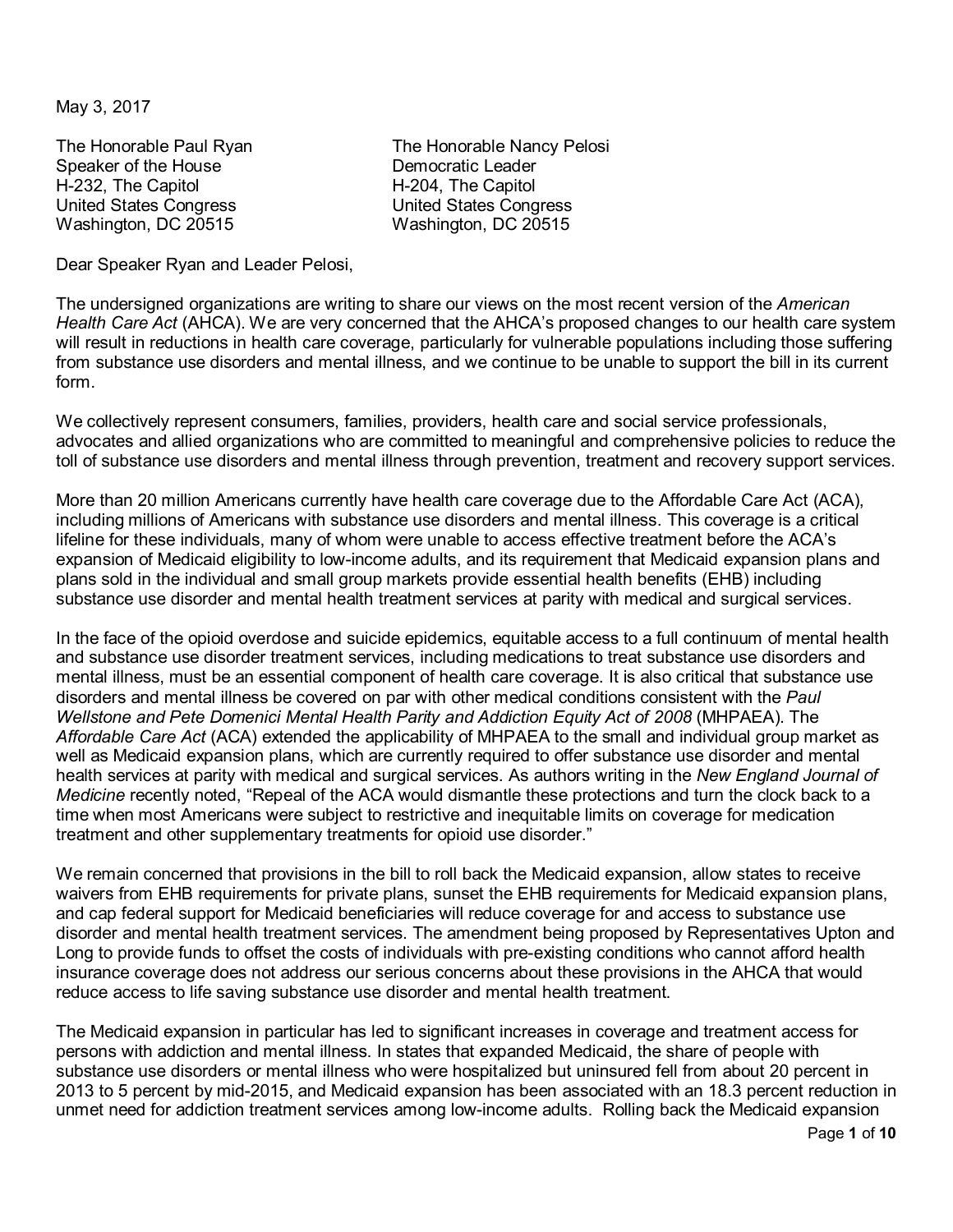May 3, 2017

The Honorable Paul Ryan
Speaker of the House
H-232, The Capitol
United States Congress
Washington, DC 20515

The Honorable Nancy Pelosi
Democratic Leader
H-204, The Capitol
United States Congress
Washington, DC 20515

Dear Speaker Ryan and Leader Pelosi,

The undersigned organizations are writing to share our views on the most recent version of the *American Health Care Act* (AHCA). We are very concerned that the AHCA's proposed changes to our health care system will result in reductions in health care coverage, particularly for vulnerable populations including those suffering from substance use disorders and mental illness, and we continue to be unable to support the bill in its current form.

We collectively represent consumers, families, providers, health care and social service professionals, advocates and allied organizations who are committed to meaningful and comprehensive policies to reduce the toll of substance use disorders and mental illness through prevention, treatment and recovery support services.

More than 20 million Americans currently have health care coverage due to the Affordable Care Act (ACA), including millions of Americans with substance use disorders and mental illness. This coverage is a critical lifeline for these individuals, many of whom were unable to access effective treatment before the ACA's expansion of Medicaid eligibility to low-income adults, and its requirement that Medicaid expansion plans and plans sold in the individual and small group markets provide essential health benefits (EHB) including substance use disorder and mental health treatment services at parity with medical and surgical services.

In the face of the opioid overdose and suicide epidemics, equitable access to a full continuum of mental health and substance use disorder treatment services, including medications to treat substance use disorders and mental illness, must be an essential component of health care coverage. It is also critical that substance use disorders and mental illness be covered on par with other medical conditions consistent with the *Paul Wellstone and Pete Domenici Mental Health Parity and Addiction Equity Act of 2008* (MHPAEA). The *Affordable Care Act* (ACA) extended the applicability of MHPAEA to the small and individual group market as well as Medicaid expansion plans, which are currently required to offer substance use disorder and mental health services at parity with medical and surgical services. As authors writing in the *New England Journal of Medicine* recently noted, "Repeal of the ACA would dismantle these protections and turn the clock back to a time when most Americans were subject to restrictive and inequitable limits on coverage for medication treatment and other supplementary treatments for opioid use disorder."

We remain concerned that provisions in the bill to roll back the Medicaid expansion, allow states to receive waivers from EHB requirements for private plans, sunset the EHB requirements for Medicaid expansion plans, and cap federal support for Medicaid beneficiaries will reduce coverage for and access to substance use disorder and mental health treatment services. The amendment being proposed by Representatives Upton and Long to provide funds to offset the costs of individuals with pre-existing conditions who cannot afford health insurance coverage does not address our serious concerns about these provisions in the AHCA that would reduce access to life saving substance use disorder and mental health treatment.

The Medicaid expansion in particular has led to significant increases in coverage and treatment access for persons with addiction and mental illness. In states that expanded Medicaid, the share of people with substance use disorders or mental illness who were hospitalized but uninsured fell from about 20 percent in 2013 to 5 percent by mid-2015, and Medicaid expansion has been associated with an 18.3 percent reduction in unmet need for addiction treatment services among low-income adults. Rolling back the Medicaid expansion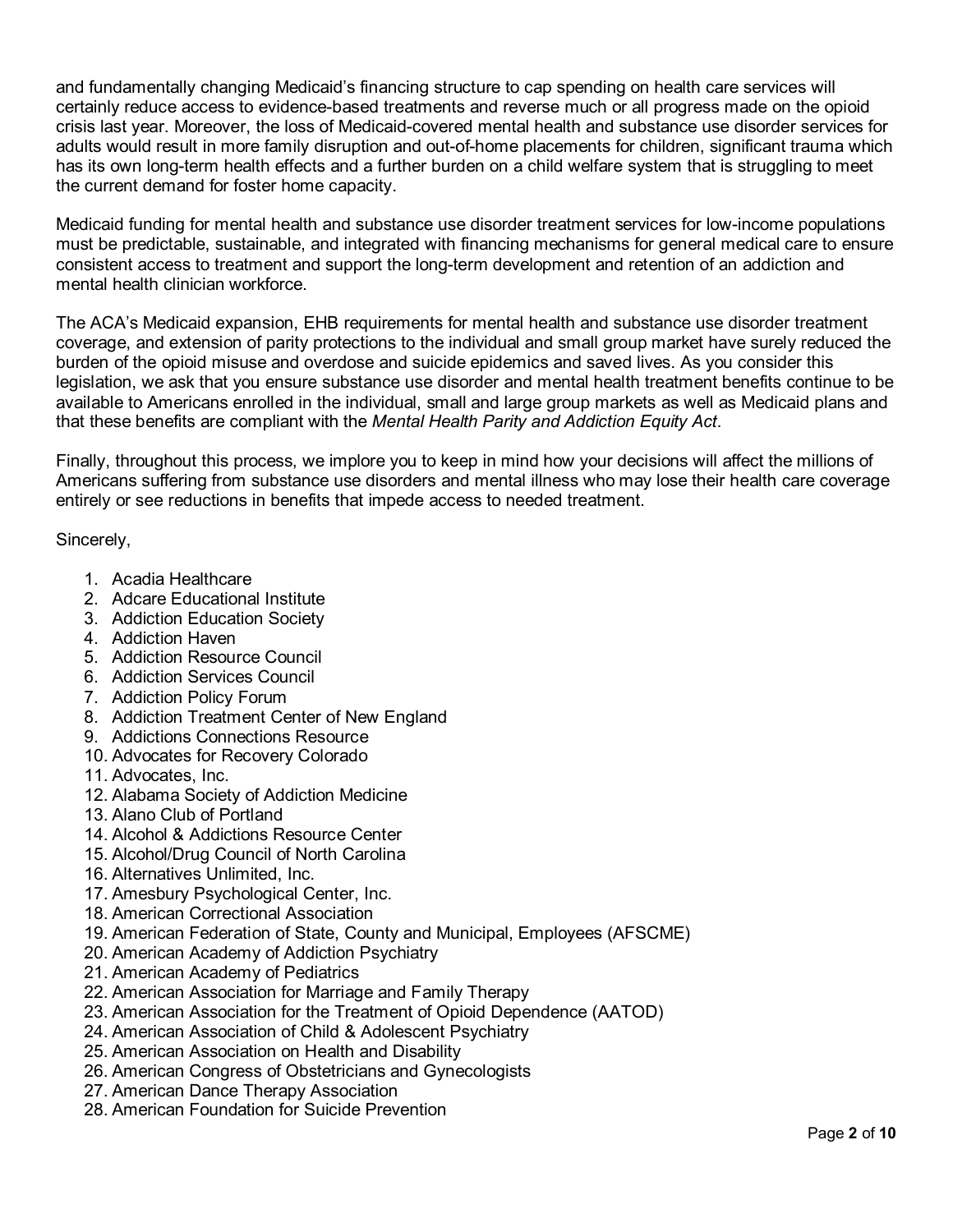and fundamentally changing Medicaid's financing structure to cap spending on health care services will certainly reduce access to evidence-based treatments and reverse much or all progress made on the opioid crisis last year. Moreover, the loss of Medicaid-covered mental health and substance use disorder services for adults would result in more family disruption and out-of-home placements for children, significant trauma which has its own long-term health effects and a further burden on a child welfare system that is struggling to meet the current demand for foster home capacity.

Medicaid funding for mental health and substance use disorder treatment services for low-income populations must be predictable, sustainable, and integrated with financing mechanisms for general medical care to ensure consistent access to treatment and support the long-term development and retention of an addiction and mental health clinician workforce.

The ACA's Medicaid expansion, EHB requirements for mental health and substance use disorder treatment coverage, and extension of parity protections to the individual and small group market have surely reduced the burden of the opioid misuse and overdose and suicide epidemics and saved lives. As you consider this legislation, we ask that you ensure substance use disorder and mental health treatment benefits continue to be available to Americans enrolled in the individual, small and large group markets as well as Medicaid plans and that these benefits are compliant with the *Mental Health Parity and Addiction Equity Act*.

Finally, throughout this process, we implore you to keep in mind how your decisions will affect the millions of Americans suffering from substance use disorders and mental illness who may lose their health care coverage entirely or see reductions in benefits that impede access to needed treatment.

Sincerely,

1. Acadia Healthcare
2. Adcare Educational Institute
3. Addiction Education Society
4. Addiction Haven
5. Addiction Resource Council
6. Addiction Services Council
7. Addiction Policy Forum
8. Addiction Treatment Center of New England
9. Addictions Connections Resource
10. Advocates for Recovery Colorado
11. Advocates, Inc.
12. Alabama Society of Addiction Medicine
13. Alano Club of Portland
14. Alcohol & Addictions Resource Center
15. Alcohol/Drug Council of North Carolina
16. Alternatives Unlimited, Inc.
17. Amesbury Psychological Center, Inc.
18. American Correctional Association
19. American Federation of State, County and Municipal, Employees (AFSCME)
20. American Academy of Addiction Psychiatry
21. American Academy of Pediatrics
22. American Association for Marriage and Family Therapy
23. American Association for the Treatment of Opioid Dependence (AATOD)
24. American Association of Child & Adolescent Psychiatry
25. American Association on Health and Disability
26. American Congress of Obstetricians and Gynecologists
27. American Dance Therapy Association
28. American Foundation for Suicide Prevention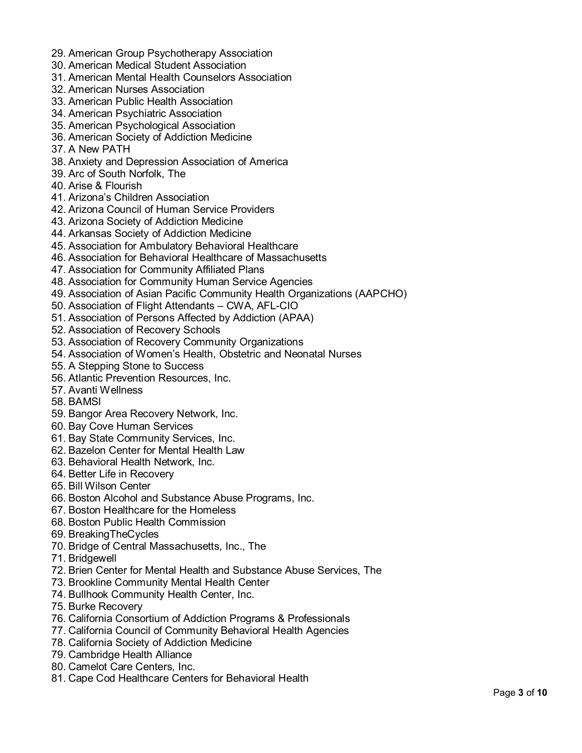29. American Group Psychotherapy Association
30. American Medical Student Association
31. American Mental Health Counselors Association
32. American Nurses Association
33. American Public Health Association
34. American Psychiatric Association
35. American Psychological Association
36. American Society of Addiction Medicine
37. A New PATH
38. Anxiety and Depression Association of America
39. Arc of South Norfolk, The
40. Arise & Flourish
41. Arizona's Children Association
42. Arizona Council of Human Service Providers
43. Arizona Society of Addiction Medicine
44. Arkansas Society of Addiction Medicine
45. Association for Ambulatory Behavioral Healthcare
46. Association for Behavioral Healthcare of Massachusetts
47. Association for Community Affiliated Plans
48. Association for Community Human Service Agencies
49. Association of Asian Pacific Community Health Organizations (AAPCHO)
50. Association of Flight Attendants – CWA, AFL-CIO
51. Association of Persons Affected by Addiction (APAA)
52. Association of Recovery Schools
53. Association of Recovery Community Organizations
54. Association of Women's Health, Obstetric and Neonatal Nurses
55. A Stepping Stone to Success
56. Atlantic Prevention Resources, Inc.
57. Avanti Wellness
58. BAMSI
59. Bangor Area Recovery Network, Inc.
60. Bay Cove Human Services
61. Bay State Community Services, Inc.
62. Bazelon Center for Mental Health Law
63. Behavioral Health Network, Inc.
64. Better Life in Recovery
65. Bill Wilson Center
66. Boston Alcohol and Substance Abuse Programs, Inc.
67. Boston Healthcare for the Homeless
68. Boston Public Health Commission
69. BreakingTheCycles
70. Bridge of Central Massachusetts, Inc., The
71. Bridgewell
72. Brien Center for Mental Health and Substance Abuse Services, The
73. Brookline Community Mental Health Center
74. Bullhook Community Health Center, Inc.
75. Burke Recovery
76. California Consortium of Addiction Programs & Professionals
77. California Council of Community Behavioral Health Agencies
78. California Society of Addiction Medicine
79. Cambridge Health Alliance
80. Camelot Care Centers, Inc.
81. Cape Cod Healthcare Centers for Behavioral Health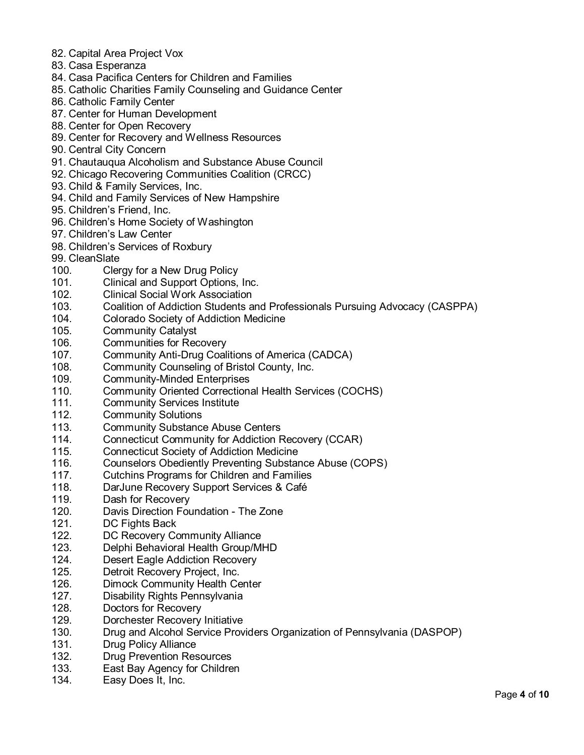82. Capital Area Project Vox
83. Casa Esperanza
84. Casa Pacifica Centers for Children and Families
85. Catholic Charities Family Counseling and Guidance Center
86. Catholic Family Center
87. Center for Human Development
88. Center for Open Recovery
89. Center for Recovery and Wellness Resources
90. Central City Concern
91. Chautauqua Alcoholism and Substance Abuse Council
92. Chicago Recovering Communities Coalition (CRCC)
93. Child & Family Services, Inc.
94. Child and Family Services of New Hampshire
95. Children's Friend, Inc.
96. Children's Home Society of Washington
97. Children's Law Center
98. Children's Services of Roxbury
99. CleanSlate
100. Clergy for a New Drug Policy
101. Clinical and Support Options, Inc.
102. Clinical Social Work Association
103. Coalition of Addiction Students and Professionals Pursuing Advocacy (CASPPA)
104. Colorado Society of Addiction Medicine
105. Community Catalyst
106. Communities for Recovery
107. Community Anti-Drug Coalitions of America (CADCA)
108. Community Counseling of Bristol County, Inc.
109. Community-Minded Enterprises
110. Community Oriented Correctional Health Services (COCHS)
111. Community Services Institute
112. Community Solutions
113. Community Substance Abuse Centers
114. Connecticut Community for Addiction Recovery (CCAR)
115. Connecticut Society of Addiction Medicine
116. Counselors Obediently Preventing Substance Abuse (COPS)
117. Cutchins Programs for Children and Families
118. DarJune Recovery Support Services & Café
119. Dash for Recovery
120. Davis Direction Foundation - The Zone
121. DC Fights Back
122. DC Recovery Community Alliance
123. Delphi Behavioral Health Group/MHD
124. Desert Eagle Addiction Recovery
125. Detroit Recovery Project, Inc.
126. Dimock Community Health Center
127. Disability Rights Pennsylvania
128. Doctors for Recovery
129. Dorchester Recovery Initiative
130. Drug and Alcohol Service Providers Organization of Pennsylvania (DASPOP)
131. Drug Policy Alliance
132. Drug Prevention Resources
133. East Bay Agency for Children
134. Easy Does It, Inc.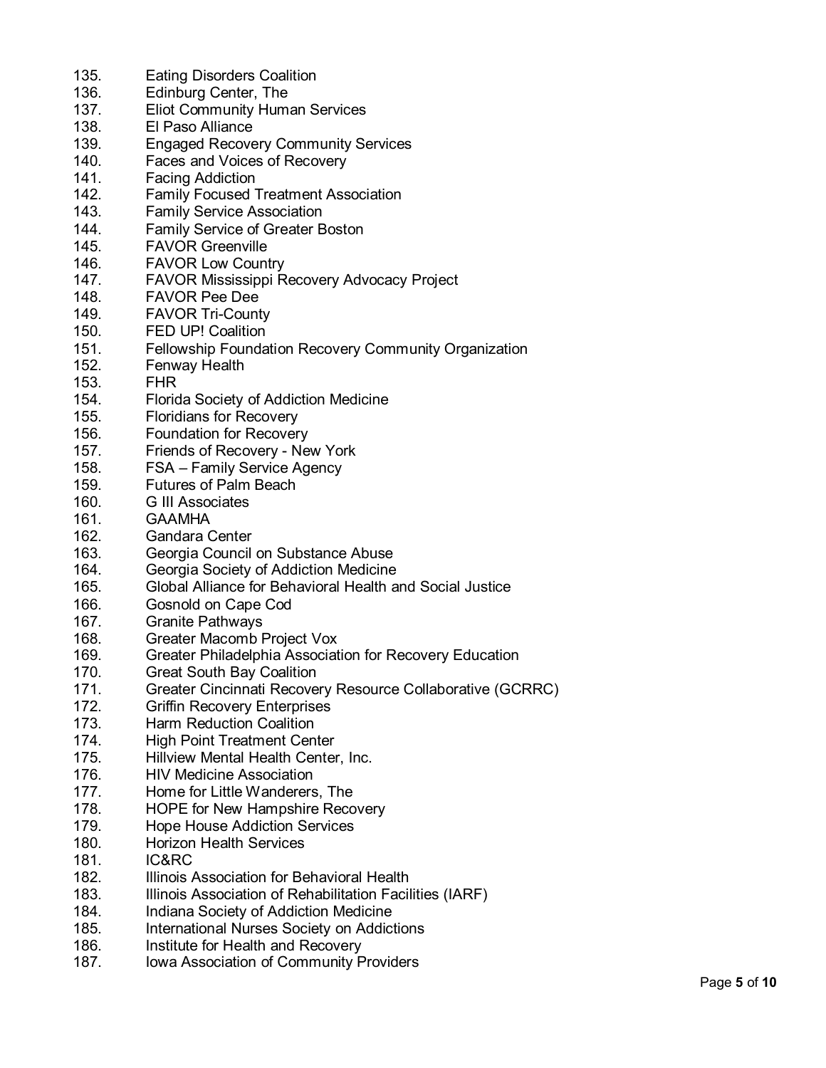135. Eating Disorders Coalition
136. Edinburg Center, The
137. Eliot Community Human Services
138. El Paso Alliance
139. Engaged Recovery Community Services
140. Faces and Voices of Recovery
141. Facing Addiction
142. Family Focused Treatment Association
143. Family Service Association
144. Family Service of Greater Boston
145. FAVOR Greenville
146. FAVOR Low Country
147. FAVOR Mississippi Recovery Advocacy Project
148. FAVOR Pee Dee
149. FAVOR Tri-County
150. FED UP! Coalition
151. Fellowship Foundation Recovery Community Organization
152. Fenway Health
153. FHR
154. Florida Society of Addiction Medicine
155. Floridians for Recovery
156. Foundation for Recovery
157. Friends of Recovery - New York
158. FSA – Family Service Agency
159. Futures of Palm Beach
160. G III Associates
161. GAAMHA
162. Gandara Center
163. Georgia Council on Substance Abuse
164. Georgia Society of Addiction Medicine
165. Global Alliance for Behavioral Health and Social Justice
166. Gosnold on Cape Cod
167. Granite Pathways
168. Greater Macomb Project Vox
169. Greater Philadelphia Association for Recovery Education
170. Great South Bay Coalition
171. Greater Cincinnati Recovery Resource Collaborative (GCRRC)
172. Griffin Recovery Enterprises
173. Harm Reduction Coalition
174. High Point Treatment Center
175. Hillview Mental Health Center, Inc.
176. HIV Medicine Association
177. Home for Little Wanderers, The
178. HOPE for New Hampshire Recovery
179. Hope House Addiction Services
180. Horizon Health Services
181. IC&RC
182. Illinois Association for Behavioral Health
183. Illinois Association of Rehabilitation Facilities (IARF)
184. Indiana Society of Addiction Medicine
185. International Nurses Society on Addictions
186. Institute for Health and Recovery
187. Iowa Association of Community Providers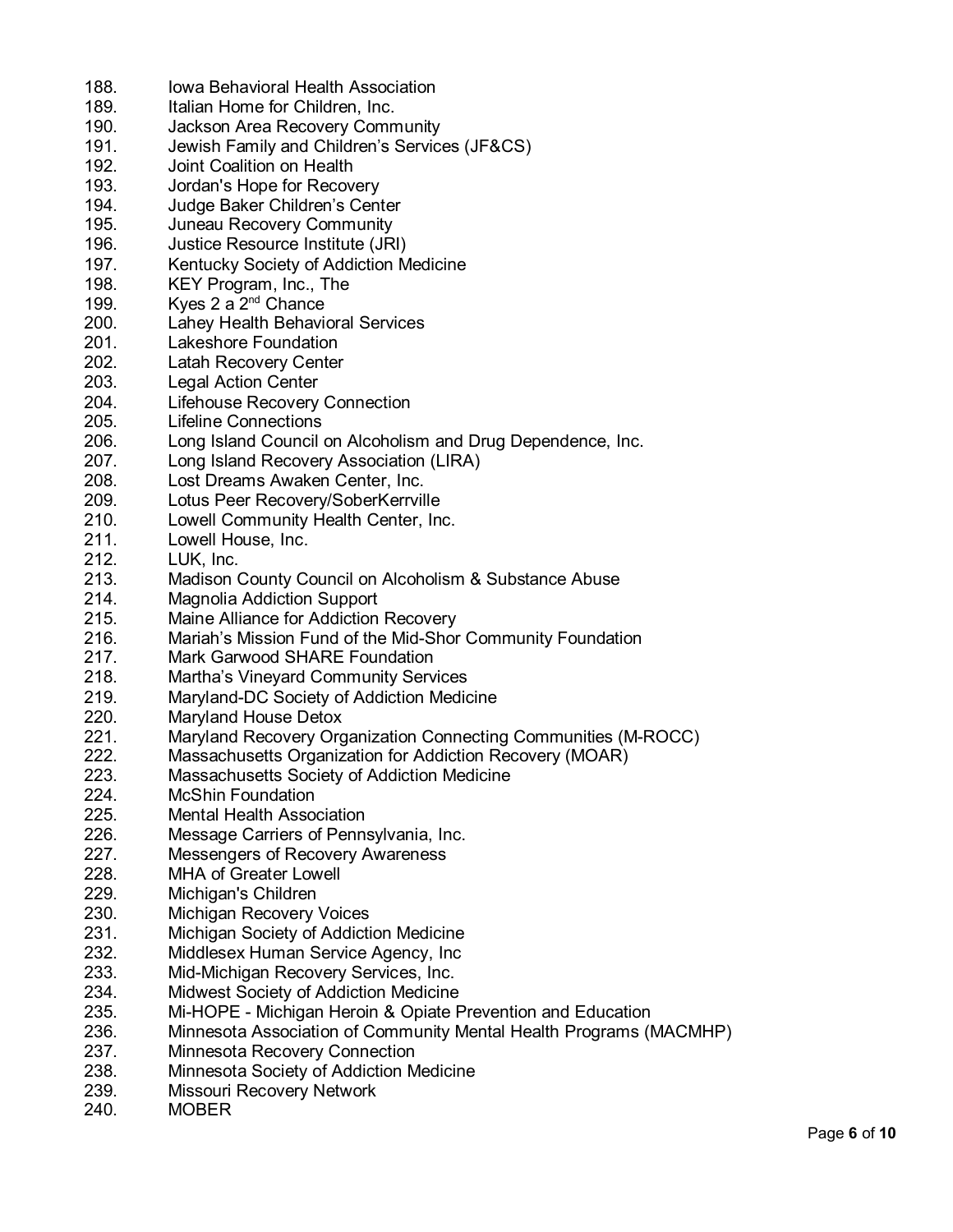188. Iowa Behavioral Health Association
189. Italian Home for Children, Inc.
190. Jackson Area Recovery Community
191. Jewish Family and Children's Services (JF&CS)
192. Joint Coalition on Health
193. Jordan's Hope for Recovery
194. Judge Baker Children's Center
195. Juneau Recovery Community
196. Justice Resource Institute (JRI)
197. Kentucky Society of Addiction Medicine
198. KEY Program, Inc., The
199. Kyes 2 a 2nd Chance
200. Lahey Health Behavioral Services
201. Lakeshore Foundation
202. Latah Recovery Center
203. Legal Action Center
204. Lifehouse Recovery Connection
205. Lifeline Connections
206. Long Island Council on Alcoholism and Drug Dependence, Inc.
207. Long Island Recovery Association (LIRA)
208. Lost Dreams Awaken Center, Inc.
209. Lotus Peer Recovery/SoberKerrville
210. Lowell Community Health Center, Inc.
211. Lowell House, Inc.
212. LUK, Inc.
213. Madison County Council on Alcoholism & Substance Abuse
214. Magnolia Addiction Support
215. Maine Alliance for Addiction Recovery
216. Mariah's Mission Fund of the Mid-Shor Community Foundation
217. Mark Garwood SHARE Foundation
218. Martha's Vineyard Community Services
219. Maryland-DC Society of Addiction Medicine
220. Maryland House Detox
221. Maryland Recovery Organization Connecting Communities (M-ROCC)
222. Massachusetts Organization for Addiction Recovery (MOAR)
223. Massachusetts Society of Addiction Medicine
224. McShin Foundation
225. Mental Health Association
226. Message Carriers of Pennsylvania, Inc.
227. Messengers of Recovery Awareness
228. MHA of Greater Lowell
229. Michigan's Children
230. Michigan Recovery Voices
231. Michigan Society of Addiction Medicine
232. Middlesex Human Service Agency, Inc
233. Mid-Michigan Recovery Services, Inc.
234. Midwest Society of Addiction Medicine
235. Mi-HOPE - Michigan Heroin & Opiate Prevention and Education
236. Minnesota Association of Community Mental Health Programs (MACMHP)
237. Minnesota Recovery Connection
238. Minnesota Society of Addiction Medicine
239. Missouri Recovery Network
240. MOBER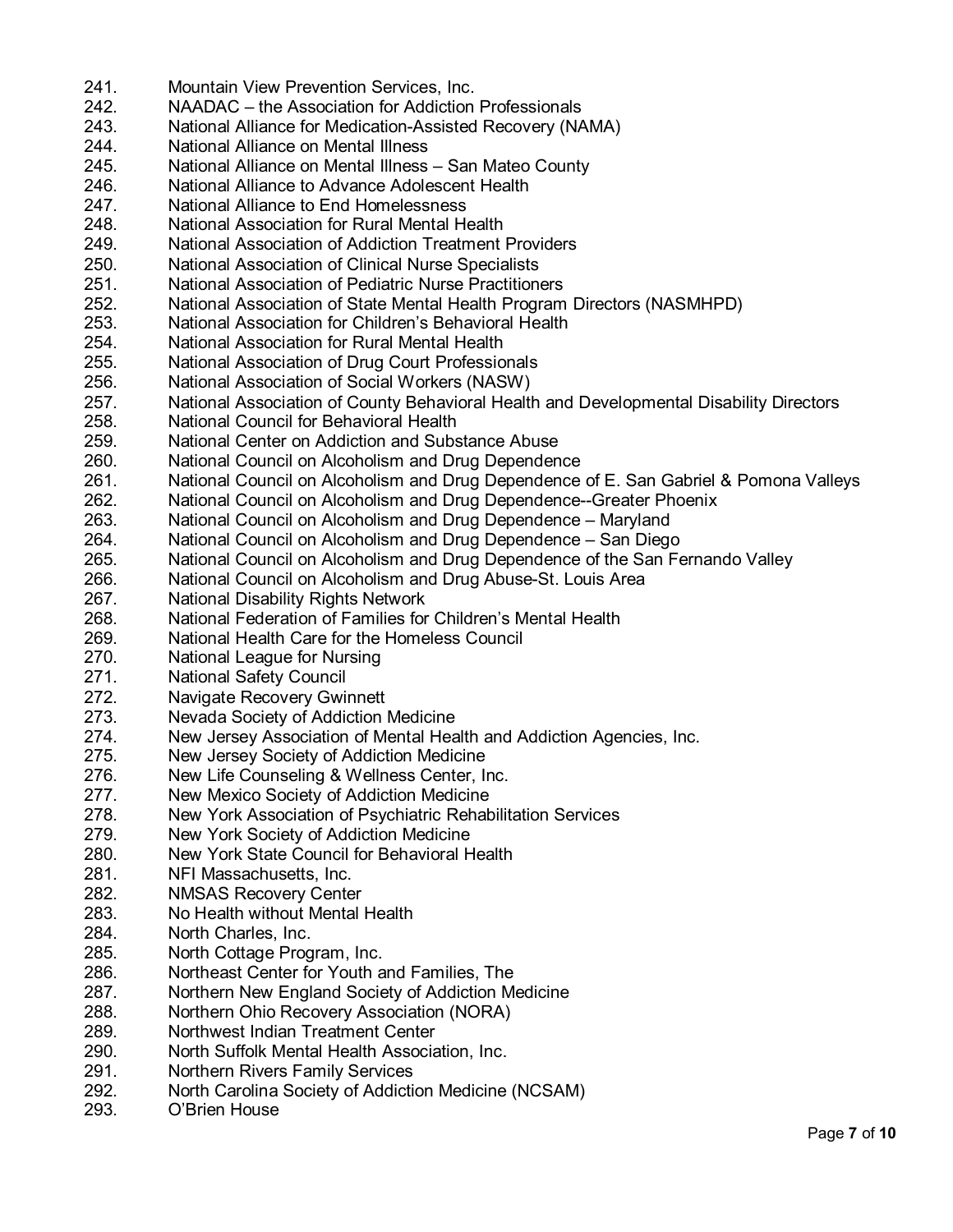241. Mountain View Prevention Services, Inc.
242. NAADAC – the Association for Addiction Professionals
243. National Alliance for Medication-Assisted Recovery (NAMA)
244. National Alliance on Mental Illness
245. National Alliance on Mental Illness – San Mateo County
246. National Alliance to Advance Adolescent Health
247. National Alliance to End Homelessness
248. National Association for Rural Mental Health
249. National Association of Addiction Treatment Providers
250. National Association of Clinical Nurse Specialists
251. National Association of Pediatric Nurse Practitioners
252. National Association of State Mental Health Program Directors (NASMHPD)
253. National Association for Children's Behavioral Health
254. National Association for Rural Mental Health
255. National Association of Drug Court Professionals
256. National Association of Social Workers (NASW)
257. National Association of County Behavioral Health and Developmental Disability Directors
258. National Council for Behavioral Health
259. National Center on Addiction and Substance Abuse
260. National Council on Alcoholism and Drug Dependence
261. National Council on Alcoholism and Drug Dependence of E. San Gabriel & Pomona Valleys
262. National Council on Alcoholism and Drug Dependence--Greater Phoenix
263. National Council on Alcoholism and Drug Dependence – Maryland
264. National Council on Alcoholism and Drug Dependence – San Diego
265. National Council on Alcoholism and Drug Dependence of the San Fernando Valley
266. National Council on Alcoholism and Drug Abuse-St. Louis Area
267. National Disability Rights Network
268. National Federation of Families for Children's Mental Health
269. National Health Care for the Homeless Council
270. National League for Nursing
271. National Safety Council
272. Navigate Recovery Gwinnett
273. Nevada Society of Addiction Medicine
274. New Jersey Association of Mental Health and Addiction Agencies, Inc.
275. New Jersey Society of Addiction Medicine
276. New Life Counseling & Wellness Center, Inc.
277. New Mexico Society of Addiction Medicine
278. New York Association of Psychiatric Rehabilitation Services
279. New York Society of Addiction Medicine
280. New York State Council for Behavioral Health
281. NFI Massachusetts, Inc.
282. NMSAS Recovery Center
283. No Health without Mental Health
284. North Charles, Inc.
285. North Cottage Program, Inc.
286. Northeast Center for Youth and Families, The
287. Northern New England Society of Addiction Medicine
288. Northern Ohio Recovery Association (NORA)
289. Northwest Indian Treatment Center
290. North Suffolk Mental Health Association, Inc.
291. Northern Rivers Family Services
292. North Carolina Society of Addiction Medicine (NCSAM)
293. O'Brien House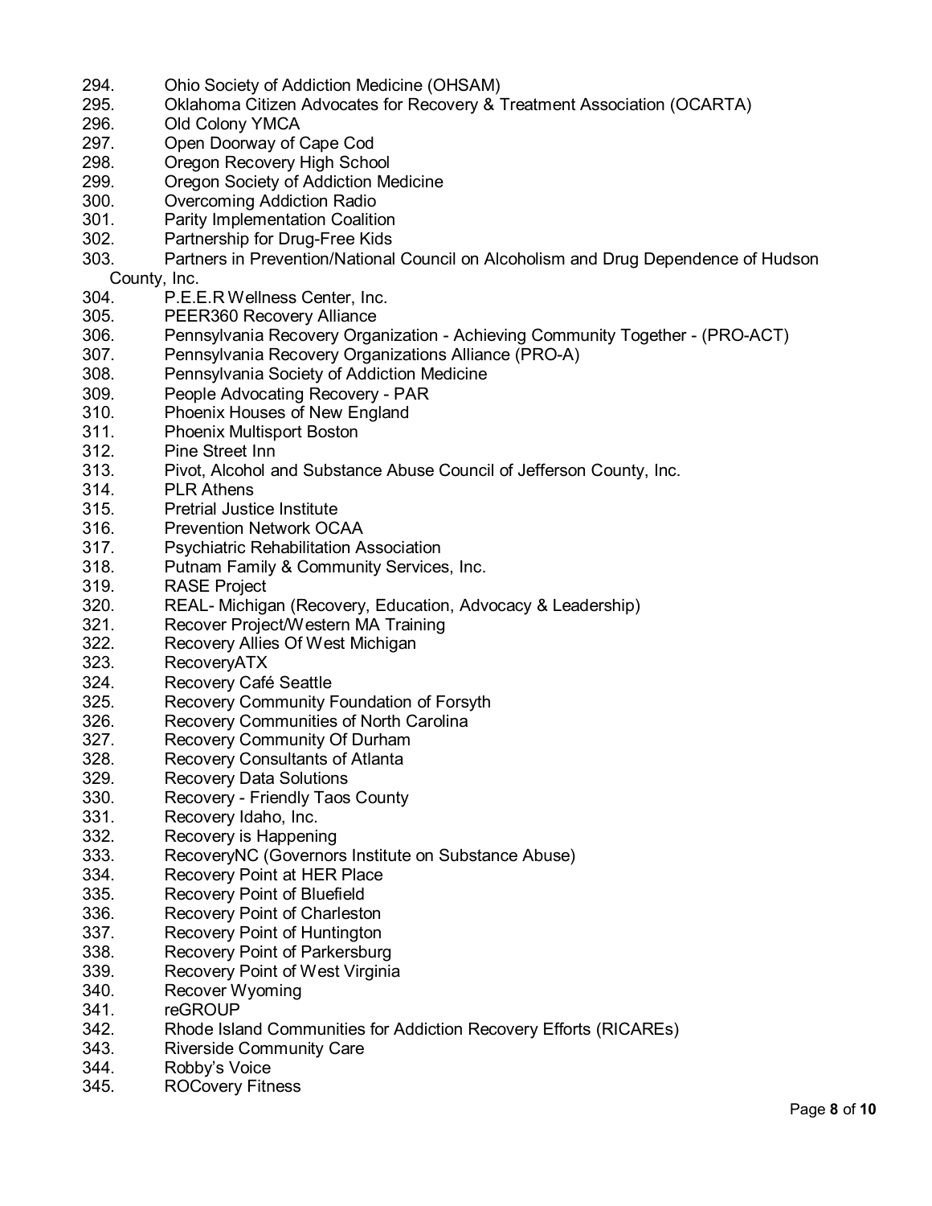294. Ohio Society of Addiction Medicine (OHSAM)
295. Oklahoma Citizen Advocates for Recovery & Treatment Association (OCARTA)
296. Old Colony YMCA
297. Open Doorway of Cape Cod
298. Oregon Recovery High School
299. Oregon Society of Addiction Medicine
300. Overcoming Addiction Radio
301. Parity Implementation Coalition
302. Partnership for Drug-Free Kids
303. Partners in Prevention/National Council on Alcoholism and Drug Dependence of Hudson County, Inc.
304. P.E.E.R Wellness Center, Inc.
305. PEER360 Recovery Alliance
306. Pennsylvania Recovery Organization - Achieving Community Together - (PRO-ACT)
307. Pennsylvania Recovery Organizations Alliance (PRO-A)
308. Pennsylvania Society of Addiction Medicine
309. People Advocating Recovery - PAR
310. Phoenix Houses of New England
311. Phoenix Multisport Boston
312. Pine Street Inn
313. Pivot, Alcohol and Substance Abuse Council of Jefferson County, Inc.
314. PLR Athens
315. Pretrial Justice Institute
316. Prevention Network OCAA
317. Psychiatric Rehabilitation Association
318. Putnam Family & Community Services, Inc.
319. RASE Project
320. REAL- Michigan (Recovery, Education, Advocacy & Leadership)
321. Recover Project/Western MA Training
322. Recovery Allies Of West Michigan
323. RecoveryATX
324. Recovery Café Seattle
325. Recovery Community Foundation of Forsyth
326. Recovery Communities of North Carolina
327. Recovery Community Of Durham
328. Recovery Consultants of Atlanta
329. Recovery Data Solutions
330. Recovery - Friendly Taos County
331. Recovery Idaho, Inc.
332. Recovery is Happening
333. RecoveryNC (Governors Institute on Substance Abuse)
334. Recovery Point at HER Place
335. Recovery Point of Bluefield
336. Recovery Point of Charleston
337. Recovery Point of Huntington
338. Recovery Point of Parkersburg
339. Recovery Point of West Virginia
340. Recover Wyoming
341. reGROUP
342. Rhode Island Communities for Addiction Recovery Efforts (RICAREs)
343. Riverside Community Care
344. Robby's Voice
345. ROCovery Fitness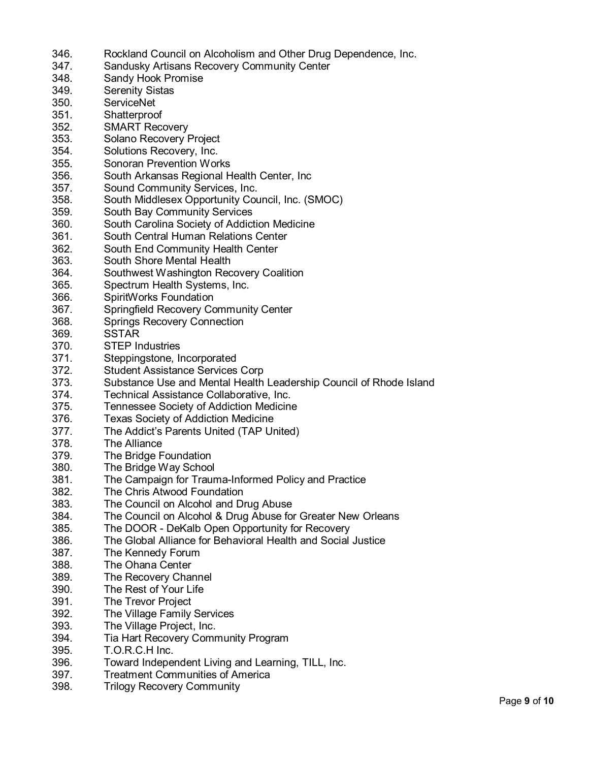346. Rockland Council on Alcoholism and Other Drug Dependence, Inc.
347. Sandusky Artisans Recovery Community Center
348. Sandy Hook Promise
349. Serenity Sistas
350. ServiceNet
351. Shatterproof
352. SMART Recovery
353. Solano Recovery Project
354. Solutions Recovery, Inc.
355. Sonoran Prevention Works
356. South Arkansas Regional Health Center, Inc
357. Sound Community Services, Inc.
358. South Middlesex Opportunity Council, Inc. (SMOC)
359. South Bay Community Services
360. South Carolina Society of Addiction Medicine
361. South Central Human Relations Center
362. South End Community Health Center
363. South Shore Mental Health
364. Southwest Washington Recovery Coalition
365. Spectrum Health Systems, Inc.
366. SpiritWorks Foundation
367. Springfield Recovery Community Center
368. Springs Recovery Connection
369. SSTAR
370. STEP Industries
371. Steppingstone, Incorporated
372. Student Assistance Services Corp
373. Substance Use and Mental Health Leadership Council of Rhode Island
374. Technical Assistance Collaborative, Inc.
375. Tennessee Society of Addiction Medicine
376. Texas Society of Addiction Medicine
377. The Addict's Parents United (TAP United)
378. The Alliance
379. The Bridge Foundation
380. The Bridge Way School
381. The Campaign for Trauma-Informed Policy and Practice
382. The Chris Atwood Foundation
383. The Council on Alcohol and Drug Abuse
384. The Council on Alcohol & Drug Abuse for Greater New Orleans
385. The DOOR - DeKalb Open Opportunity for Recovery
386. The Global Alliance for Behavioral Health and Social Justice
387. The Kennedy Forum
388. The Ohana Center
389. The Recovery Channel
390. The Rest of Your Life
391. The Trevor Project
392. The Village Family Services
393. The Village Project, Inc.
394. Tia Hart Recovery Community Program
395. T.O.R.C.H Inc.
396. Toward Independent Living and Learning, TILL, Inc.
397. Treatment Communities of America
398. Trilogy Recovery Community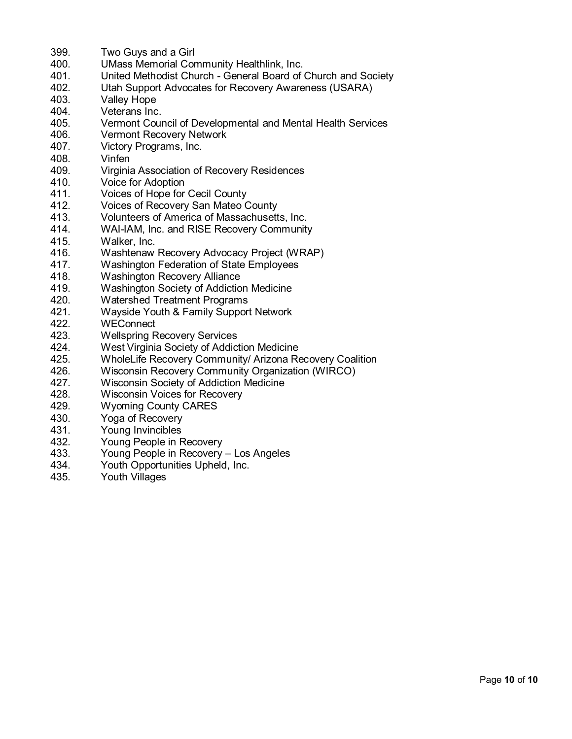399. Two Guys and a Girl
400. UMass Memorial Community Healthlink, Inc.
401. United Methodist Church - General Board of Church and Society
402. Utah Support Advocates for Recovery Awareness (USARA)
403. Valley Hope
404. Veterans Inc.
405. Vermont Council of Developmental and Mental Health Services
406. Vermont Recovery Network
407. Victory Programs, Inc.
408. Vinfen
409. Virginia Association of Recovery Residences
410. Voice for Adoption
411. Voices of Hope for Cecil County
412. Voices of Recovery San Mateo County
413. Volunteers of America of Massachusetts, Inc.
414. WAI-IAM, Inc. and RISE Recovery Community
415. Walker, Inc.
416. Washtenaw Recovery Advocacy Project (WRAP)
417. Washington Federation of State Employees
418. Washington Recovery Alliance
419. Washington Society of Addiction Medicine
420. Watershed Treatment Programs
421. Wayside Youth & Family Support Network
422. WEConnect
423. Wellspring Recovery Services
424. West Virginia Society of Addiction Medicine
425. WholeLife Recovery Community/ Arizona Recovery Coalition
426. Wisconsin Recovery Community Organization (WIRCO)
427. Wisconsin Society of Addiction Medicine
428. Wisconsin Voices for Recovery
429. Wyoming County CARES
430. Yoga of Recovery
431. Young Invincibles
432. Young People in Recovery
433. Young People in Recovery – Los Angeles
434. Youth Opportunities Upheld, Inc.
435. Youth Villages